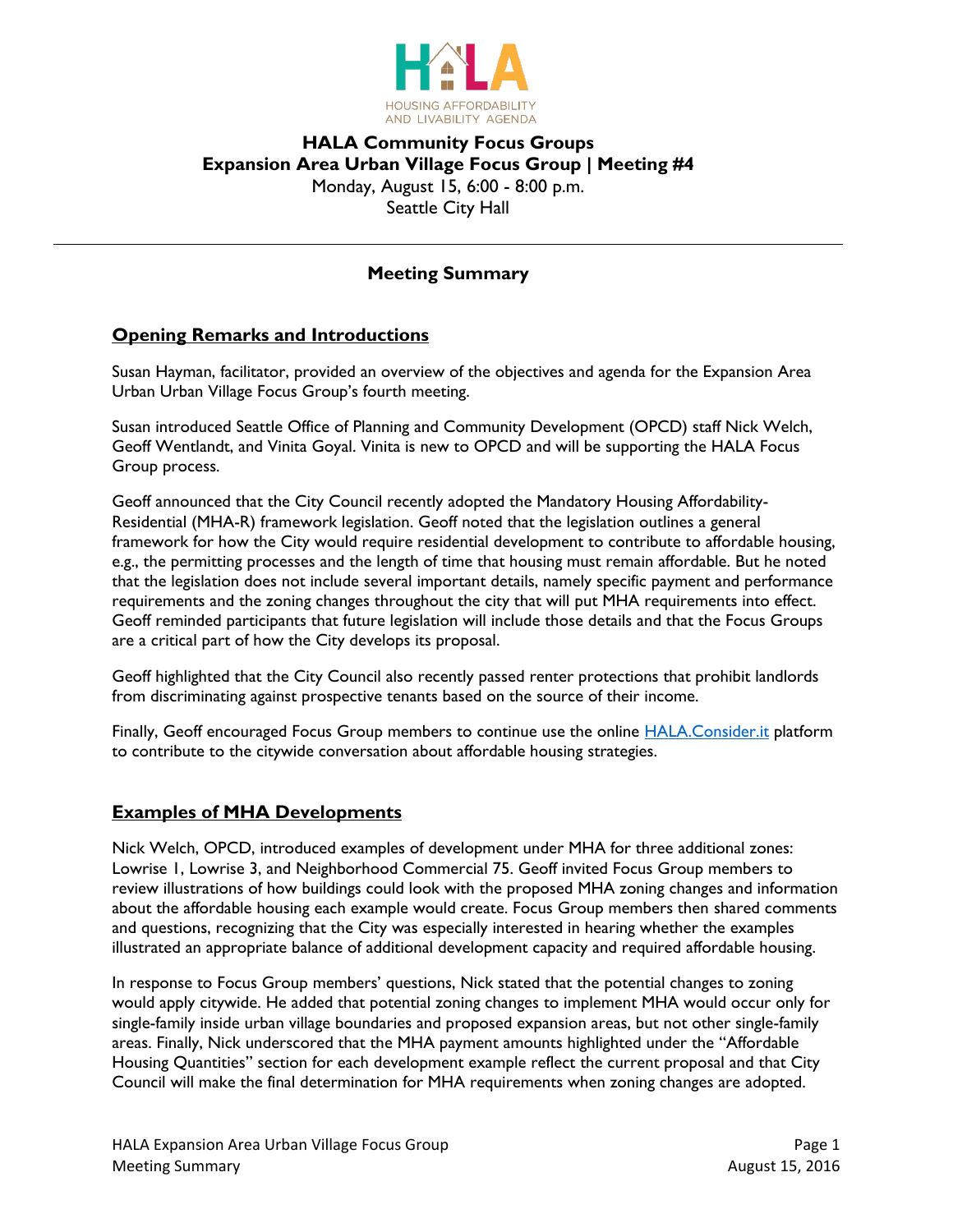HOUSING AFFORDABILITY AND LIVABILITY AGENDA

# HALA Community Focus Groups
# Expansion Area Urban Village Focus Group | Meeting #4

Monday, August 15, 6:00 - 8:00 p.m.
Seattle City Hall

## Meeting Summary

## Opening Remarks and Introductions

Susan Hayman, facilitator, provided an overview of the objectives and agenda for the Expansion Area Urban Urban Village Focus Group's fourth meeting.

Susan introduced Seattle Office of Planning and Community Development (OPCD) staff Nick Welch, Geoff Wentlandt, and Vinita Goyal. Vinita is new to OPCD and will be supporting the HALA Focus Group process.

Geoff announced that the City Council recently adopted the Mandatory Housing Affordability-Residential (MHA-R) framework legislation. Geoff noted that the legislation outlines a general framework for how the City would require residential development to contribute to affordable housing, e.g., the permitting processes and the length of time that housing must remain affordable. But he noted that the legislation does not include several important details, namely specific payment and performance requirements and the zoning changes throughout the city that will put MHA requirements into effect. Geoff reminded participants that future legislation will include those details and that the Focus Groups are a critical part of how the City develops its proposal.

Geoff highlighted that the City Council also recently passed renter protections that prohibit landlords from discriminating against prospective tenants based on the source of their income.

Finally, Geoff encouraged Focus Group members to continue use the online HALA.Consider.it platform to contribute to the citywide conversation about affordable housing strategies.

## Examples of MHA Developments

Nick Welch, OPCD, introduced examples of development under MHA for three additional zones: Lowrise 1, Lowrise 3, and Neighborhood Commercial 75. Geoff invited Focus Group members to review illustrations of how buildings could look with the proposed MHA zoning changes and information about the affordable housing each example would create. Focus Group members then shared comments and questions, recognizing that the City was especially interested in hearing whether the examples illustrated an appropriate balance of additional development capacity and required affordable housing.

In response to Focus Group members' questions, Nick stated that the potential changes to zoning would apply citywide. He added that potential zoning changes to implement MHA would occur only for single-family inside urban village boundaries and proposed expansion areas, but not other single-family areas. Finally, Nick underscored that the MHA payment amounts highlighted under the "Affordable Housing Quantities" section for each development example reflect the current proposal and that City Council will make the final determination for MHA requirements when zoning changes are adopted.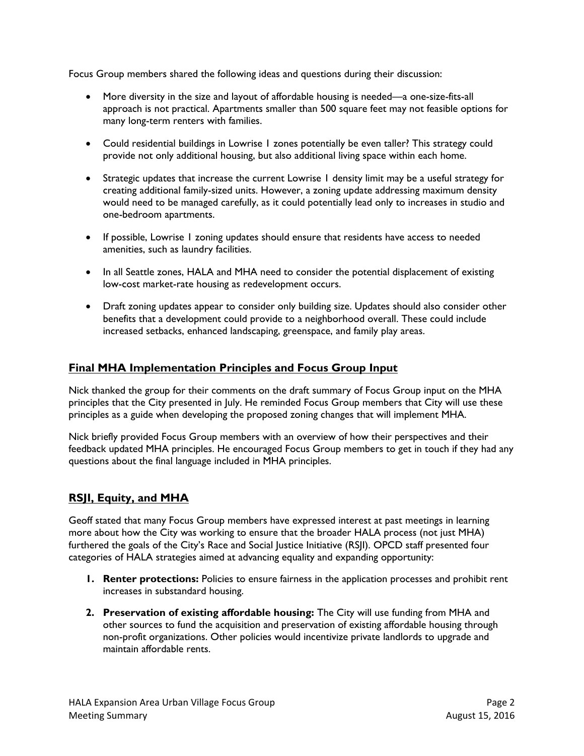Focus Group members shared the following ideas and questions during their discussion:

- More diversity in the size and layout of affordable housing is needed—a one-size-fits-all approach is not practical. Apartments smaller than 500 square feet may not feasible options for many long-term renters with families.
- Could residential buildings in Lowrise 1 zones potentially be even taller? This strategy could provide not only additional housing, but also additional living space within each home.
- Strategic updates that increase the current Lowrise 1 density limit may be a useful strategy for creating additional family-sized units. However, a zoning update addressing maximum density would need to be managed carefully, as it could potentially lead only to increases in studio and one-bedroom apartments.
- If possible, Lowrise 1 zoning updates should ensure that residents have access to needed amenities, such as laundry facilities.
- In all Seattle zones, HALA and MHA need to consider the potential displacement of existing low-cost market-rate housing as redevelopment occurs.
- Draft zoning updates appear to consider only building size. Updates should also consider other benefits that a development could provide to a neighborhood overall. These could include increased setbacks, enhanced landscaping, greenspace, and family play areas.

## Final MHA Implementation Principles and Focus Group Input

Nick thanked the group for their comments on the draft summary of Focus Group input on the MHA principles that the City presented in July. He reminded Focus Group members that City will use these principles as a guide when developing the proposed zoning changes that will implement MHA.

Nick briefly provided Focus Group members with an overview of how their perspectives and their feedback updated MHA principles. He encouraged Focus Group members to get in touch if they had any questions about the final language included in MHA principles.

## RSJI, Equity, and MHA

Geoff stated that many Focus Group members have expressed interest at past meetings in learning more about how the City was working to ensure that the broader HALA process (not just MHA) furthered the goals of the City's Race and Social Justice Initiative (RSJI). OPCD staff presented four categories of HALA strategies aimed at advancing equality and expanding opportunity:

1. **Renter protections:** Policies to ensure fairness in the application processes and prohibit rent increases in substandard housing.
2. **Preservation of existing affordable housing:** The City will use funding from MHA and other sources to fund the acquisition and preservation of existing affordable housing through non-profit organizations. Other policies would incentivize private landlords to upgrade and maintain affordable rents.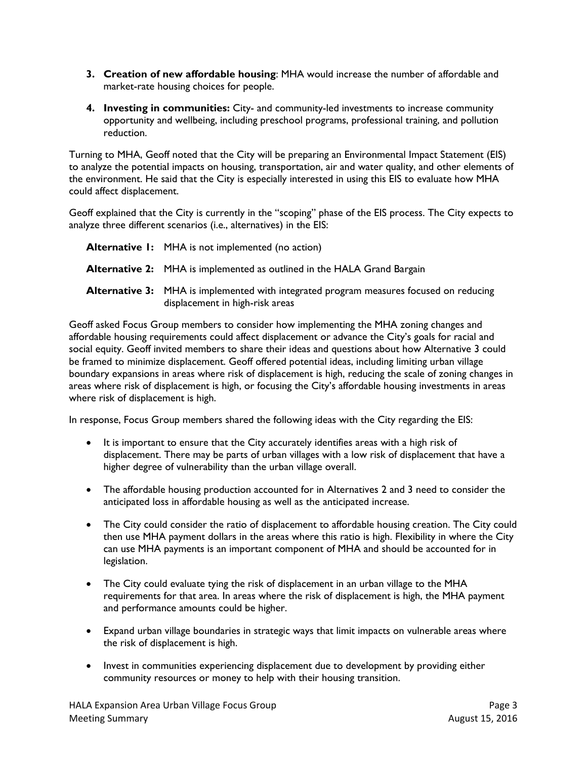3. **Creation of new affordable housing**: MHA would increase the number of affordable and market-rate housing choices for people.

4. **Investing in communities:** City- and community-led investments to increase community opportunity and wellbeing, including preschool programs, professional training, and pollution reduction.

Turning to MHA, Geoff noted that the City will be preparing an Environmental Impact Statement (EIS) to analyze the potential impacts on housing, transportation, air and water quality, and other elements of the environment. He said that the City is especially interested in using this EIS to evaluate how MHA could affect displacement.

Geoff explained that the City is currently in the "scoping" phase of the EIS process. The City expects to analyze three different scenarios (i.e., alternatives) in the EIS:

**Alternative 1:** MHA is not implemented (no action)

**Alternative 2:** MHA is implemented as outlined in the HALA Grand Bargain

**Alternative 3:** MHA is implemented with integrated program measures focused on reducing displacement in high-risk areas

Geoff asked Focus Group members to consider how implementing the MHA zoning changes and affordable housing requirements could affect displacement or advance the City's goals for racial and social equity. Geoff invited members to share their ideas and questions about how Alternative 3 could be framed to minimize displacement. Geoff offered potential ideas, including limiting urban village boundary expansions in areas where risk of displacement is high, reducing the scale of zoning changes in areas where risk of displacement is high, or focusing the City's affordable housing investments in areas where risk of displacement is high.

In response, Focus Group members shared the following ideas with the City regarding the EIS:

- It is important to ensure that the City accurately identifies areas with a high risk of displacement. There may be parts of urban villages with a low risk of displacement that have a higher degree of vulnerability than the urban village overall.
- The affordable housing production accounted for in Alternatives 2 and 3 need to consider the anticipated loss in affordable housing as well as the anticipated increase.
- The City could consider the ratio of displacement to affordable housing creation. The City could then use MHA payment dollars in the areas where this ratio is high. Flexibility in where the City can use MHA payments is an important component of MHA and should be accounted for in legislation.
- The City could evaluate tying the risk of displacement in an urban village to the MHA requirements for that area. In areas where the risk of displacement is high, the MHA payment and performance amounts could be higher.
- Expand urban village boundaries in strategic ways that limit impacts on vulnerable areas where the risk of displacement is high.
- Invest in communities experiencing displacement due to development by providing either community resources or money to help with their housing transition.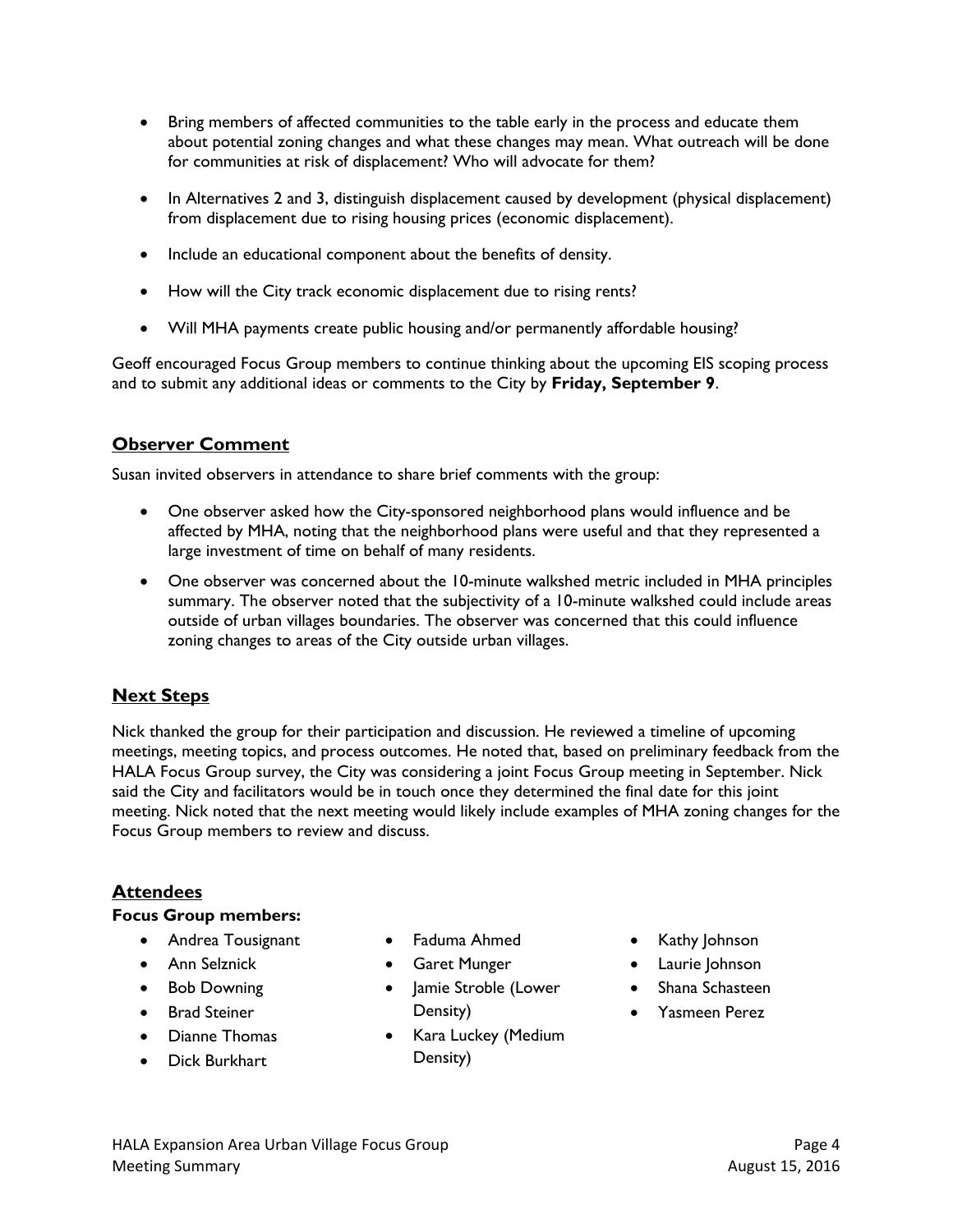- Bring members of affected communities to the table early in the process and educate them about potential zoning changes and what these changes may mean. What outreach will be done for communities at risk of displacement? Who will advocate for them?
- In Alternatives 2 and 3, distinguish displacement caused by development (physical displacement) from displacement due to rising housing prices (economic displacement).
- Include an educational component about the benefits of density.
- How will the City track economic displacement due to rising rents?
- Will MHA payments create public housing and/or permanently affordable housing?

Geoff encouraged Focus Group members to continue thinking about the upcoming EIS scoping process and to submit any additional ideas or comments to the City by **Friday, September 9**.

## Observer Comment

Susan invited observers in attendance to share brief comments with the group:

- One observer asked how the City-sponsored neighborhood plans would influence and be affected by MHA, noting that the neighborhood plans were useful and that they represented a large investment of time on behalf of many residents.
- One observer was concerned about the 10-minute walkshed metric included in MHA principles summary. The observer noted that the subjectivity of a 10-minute walkshed could include areas outside of urban villages boundaries. The observer was concerned that this could influence zoning changes to areas of the City outside urban villages.

## Next Steps

Nick thanked the group for their participation and discussion. He reviewed a timeline of upcoming meetings, meeting topics, and process outcomes. He noted that, based on preliminary feedback from the HALA Focus Group survey, the City was considering a joint Focus Group meeting in September. Nick said the City and facilitators would be in touch once they determined the final date for this joint meeting. Nick noted that the next meeting would likely include examples of MHA zoning changes for the Focus Group members to review and discuss.

## Attendees

**Focus Group members:**

- Andrea Tousignant
- Ann Selznick
- Bob Downing
- Brad Steiner
- Dianne Thomas
- Dick Burkhart
- Faduma Ahmed
- Garet Munger
- Jamie Stroble (Lower Density)
- Kara Luckey (Medium Density)
- Kathy Johnson
- Laurie Johnson
- Shana Schasteen
- Yasmeen Perez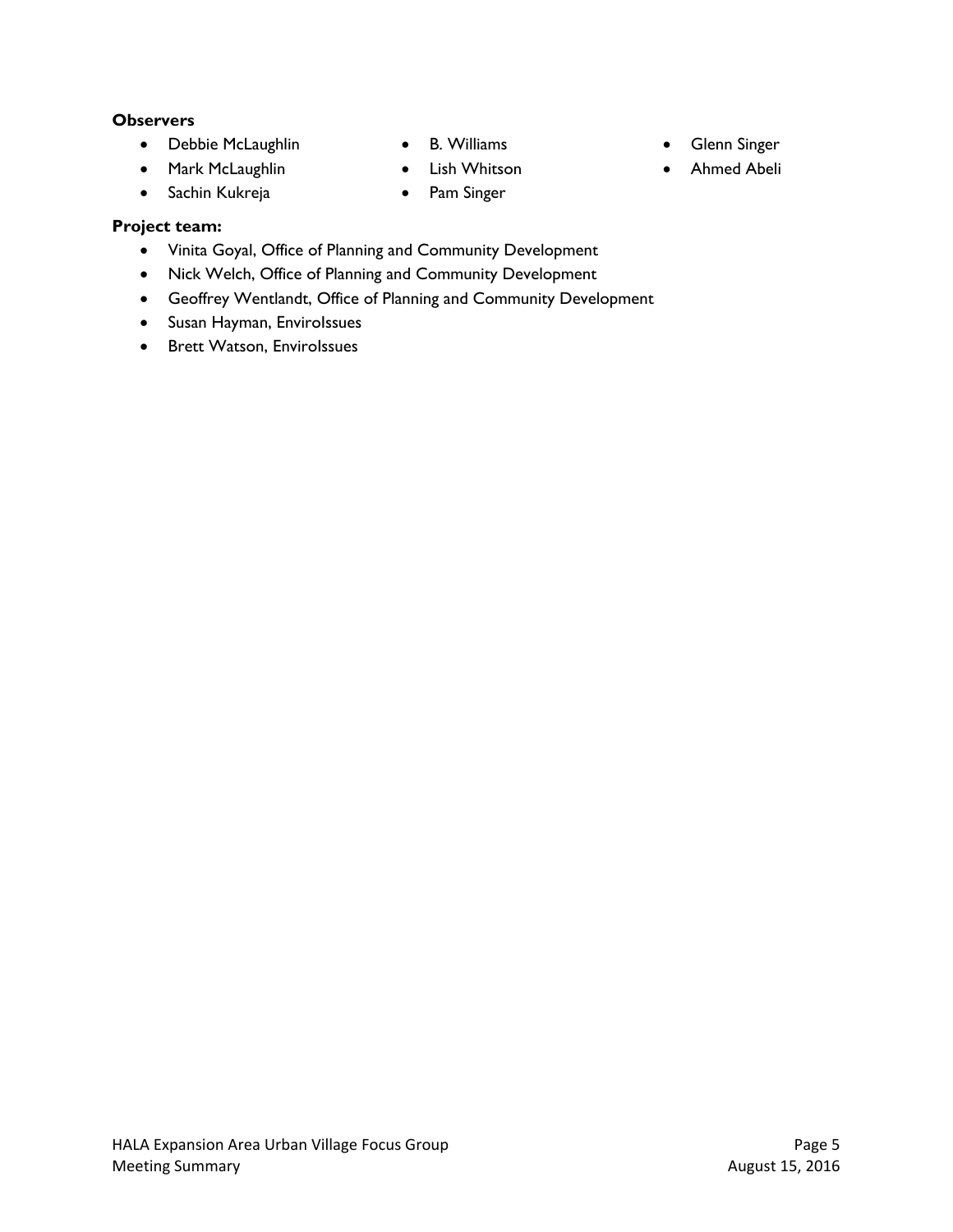**Observers**

- Debbie McLaughlin
- Mark McLaughlin
- Sachin Kukreja
- B. Williams
- Lish Whitson
- Pam Singer
- Glenn Singer
- Ahmed Abeli

**Project team:**

- Vinita Goyal, Office of Planning and Community Development
- Nick Welch, Office of Planning and Community Development
- Geoffrey Wentlandt, Office of Planning and Community Development
- Susan Hayman, EnviroIssues
- Brett Watson, EnviroIssues